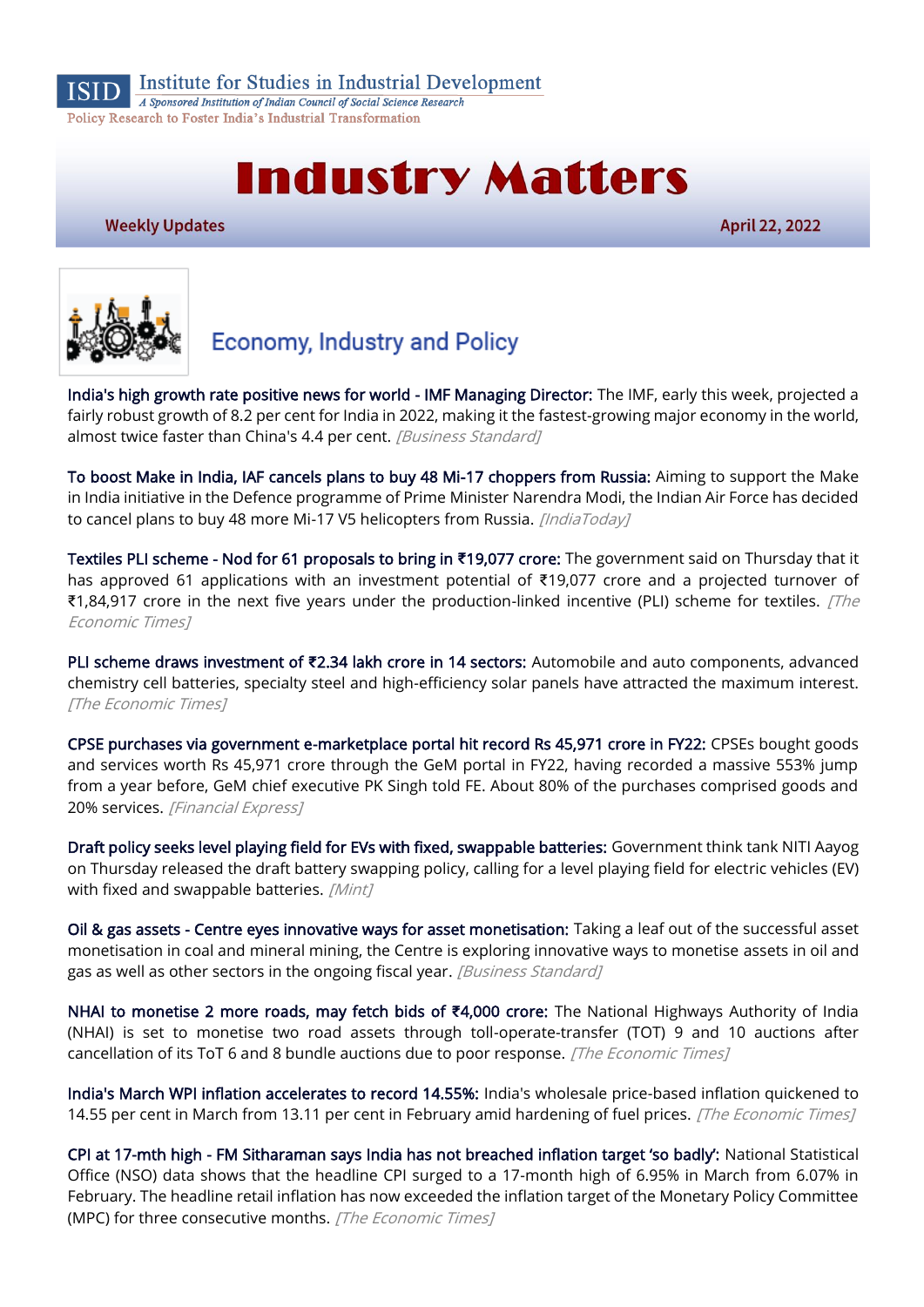ISID Institute for Studies in Industrial Development
*A Sponsored Institution of Indian Council of Social Science Research*
Policy Research to Foster India's Industrial Transformation

# Industry Matters

**Weekly Updates** **April 22, 2022**

## Economy, Industry and Policy

India's high growth rate positive news for world - IMF Managing Director: The IMF, early this week, projected a fairly robust growth of 8.2 per cent for India in 2022, making it the fastest-growing major economy in the world, almost twice faster than China's 4.4 per cent. *[Business Standard]*

To boost Make in India, IAF cancels plans to buy 48 Mi-17 choppers from Russia: Aiming to support the Make in India initiative in the Defence programme of Prime Minister Narendra Modi, the Indian Air Force has decided to cancel plans to buy 48 more Mi-17 V5 helicopters from Russia. *[IndiaToday]*

Textiles PLI scheme - Nod for 61 proposals to bring in ₹19,077 crore: The government said on Thursday that it has approved 61 applications with an investment potential of ₹19,077 crore and a projected turnover of ₹1,84,917 crore in the next five years under the production-linked incentive (PLI) scheme for textiles. *[The Economic Times]*

PLI scheme draws investment of ₹2.34 lakh crore in 14 sectors: Automobile and auto components, advanced chemistry cell batteries, specialty steel and high-efficiency solar panels have attracted the maximum interest. *[The Economic Times]*

CPSE purchases via government e-marketplace portal hit record Rs 45,971 crore in FY22: CPSEs bought goods and services worth Rs 45,971 crore through the GeM portal in FY22, having recorded a massive 553% jump from a year before, GeM chief executive PK Singh told FE. About 80% of the purchases comprised goods and 20% services. *[Financial Express]*

Draft policy seeks level playing field for EVs with fixed, swappable batteries: Government think tank NITI Aayog on Thursday released the draft battery swapping policy, calling for a level playing field for electric vehicles (EV) with fixed and swappable batteries. *[Mint]*

Oil & gas assets - Centre eyes innovative ways for asset monetisation: Taking a leaf out of the successful asset monetisation in coal and mineral mining, the Centre is exploring innovative ways to monetise assets in oil and gas as well as other sectors in the ongoing fiscal year. *[Business Standard]*

NHAI to monetise 2 more roads, may fetch bids of ₹4,000 crore: The National Highways Authority of India (NHAI) is set to monetise two road assets through toll-operate-transfer (TOT) 9 and 10 auctions after cancellation of its ToT 6 and 8 bundle auctions due to poor response. *[The Economic Times]*

India's March WPI inflation accelerates to record 14.55%: India's wholesale price-based inflation quickened to 14.55 per cent in March from 13.11 per cent in February amid hardening of fuel prices. *[The Economic Times]*

CPI at 17-mth high - FM Sitharaman says India has not breached inflation target 'so badly': National Statistical Office (NSO) data shows that the headline CPI surged to a 17-month high of 6.95% in March from 6.07% in February. The headline retail inflation has now exceeded the inflation target of the Monetary Policy Committee (MPC) for three consecutive months. *[The Economic Times]*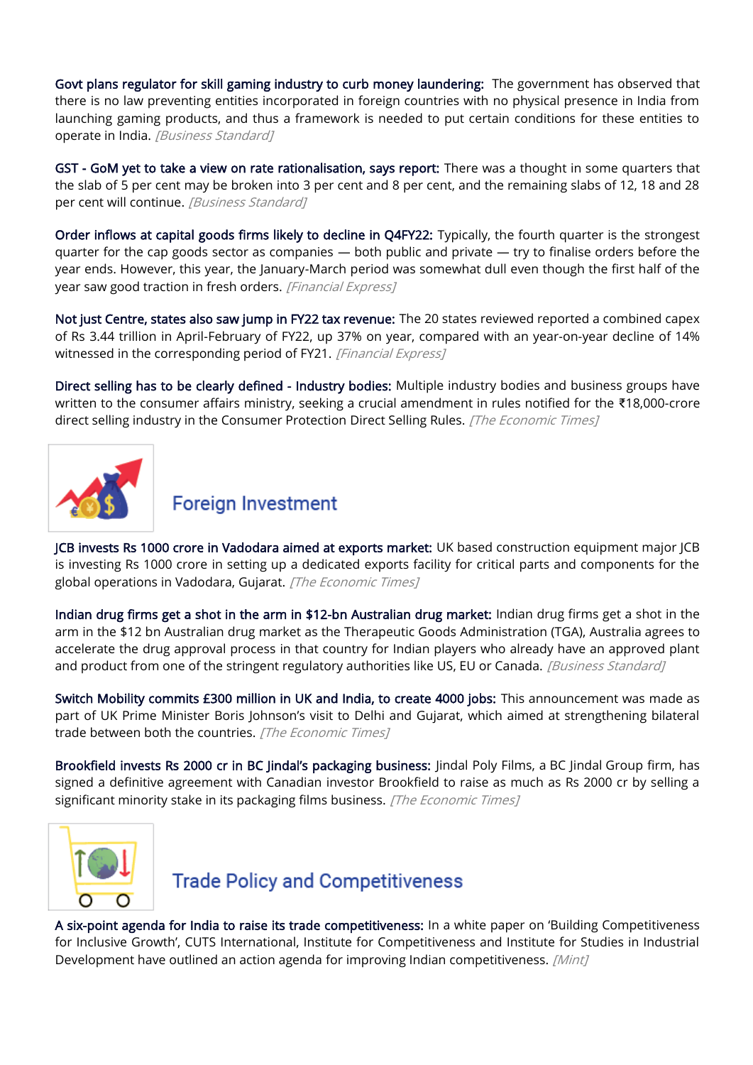**Govt plans regulator for skill gaming industry to curb money laundering:** The government has observed that there is no law preventing entities incorporated in foreign countries with no physical presence in India from launching gaming products, and thus a framework is needed to put certain conditions for these entities to operate in India. *[Business Standard]*

**GST - GoM yet to take a view on rate rationalisation, says report:** There was a thought in some quarters that the slab of 5 per cent may be broken into 3 per cent and 8 per cent, and the remaining slabs of 12, 18 and 28 per cent will continue. *[Business Standard]*

**Order inflows at capital goods firms likely to decline in Q4FY22:** Typically, the fourth quarter is the strongest quarter for the cap goods sector as companies — both public and private — try to finalise orders before the year ends. However, this year, the January-March period was somewhat dull even though the first half of the year saw good traction in fresh orders. *[Financial Express]*

**Not just Centre, states also saw jump in FY22 tax revenue:** The 20 states reviewed reported a combined capex of Rs 3.44 trillion in April-February of FY22, up 37% on year, compared with an year-on-year decline of 14% witnessed in the corresponding period of FY21. *[Financial Express]*

**Direct selling has to be clearly defined - Industry bodies:** Multiple industry bodies and business groups have written to the consumer affairs ministry, seeking a crucial amendment in rules notified for the ₹18,000-crore direct selling industry in the Consumer Protection Direct Selling Rules. *[The Economic Times]*

## Foreign Investment

**JCB invests Rs 1000 crore in Vadodara aimed at exports market:** UK based construction equipment major JCB is investing Rs 1000 crore in setting up a dedicated exports facility for critical parts and components for the global operations in Vadodara, Gujarat. *[The Economic Times]*

**Indian drug firms get a shot in the arm in $12-bn Australian drug market:** Indian drug firms get a shot in the arm in the $12 bn Australian drug market as the Therapeutic Goods Administration (TGA), Australia agrees to accelerate the drug approval process in that country for Indian players who already have an approved plant and product from one of the stringent regulatory authorities like US, EU or Canada. *[Business Standard]*

**Switch Mobility commits £300 million in UK and India, to create 4000 jobs:** This announcement was made as part of UK Prime Minister Boris Johnson's visit to Delhi and Gujarat, which aimed at strengthening bilateral trade between both the countries. *[The Economic Times]*

**Brookfield invests Rs 2000 cr in BC Jindal's packaging business:** Jindal Poly Films, a BC Jindal Group firm, has signed a definitive agreement with Canadian investor Brookfield to raise as much as Rs 2000 cr by selling a significant minority stake in its packaging films business. *[The Economic Times]*

## Trade Policy and Competitiveness

**A six-point agenda for India to raise its trade competitiveness:** In a white paper on 'Building Competitiveness for Inclusive Growth', CUTS International, Institute for Competitiveness and Institute for Studies in Industrial Development have outlined an action agenda for improving Indian competitiveness. *[Mint]*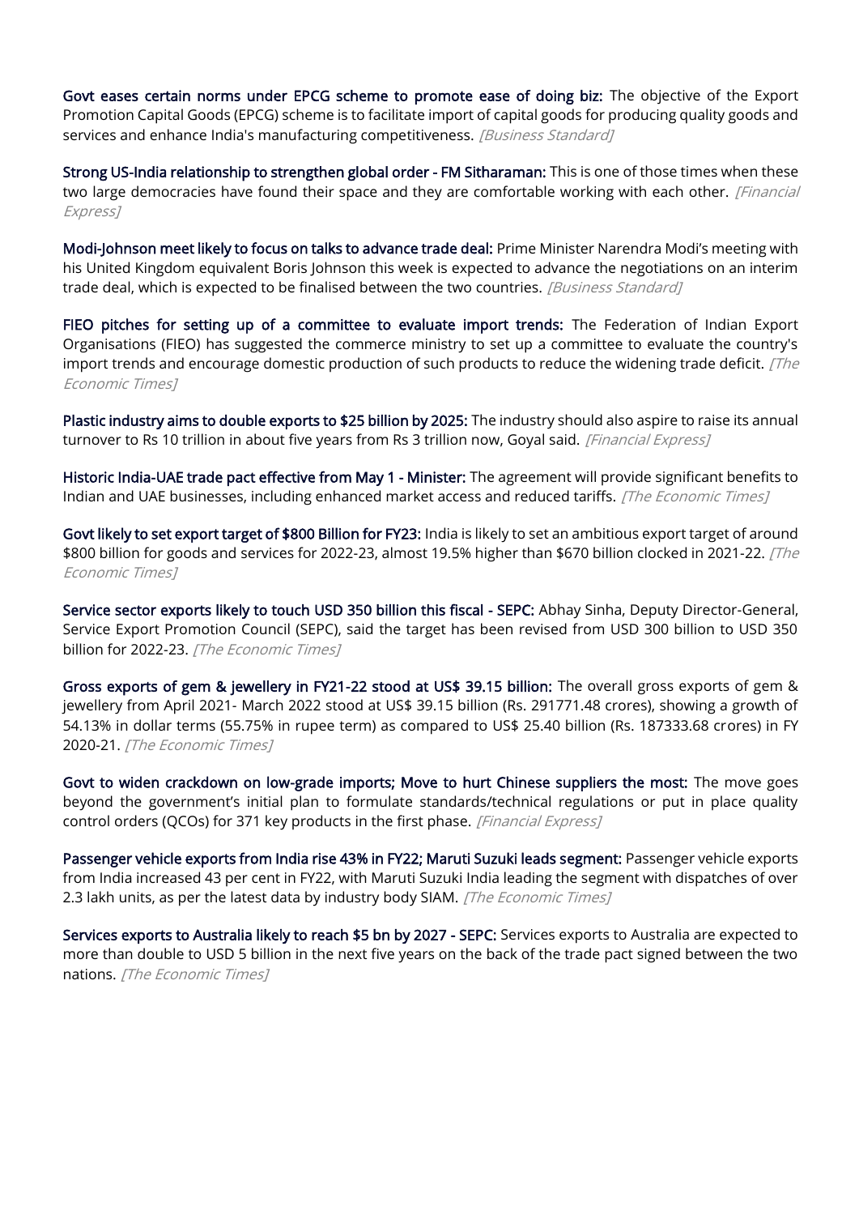**Govt eases certain norms under EPCG scheme to promote ease of doing biz:** The objective of the Export Promotion Capital Goods (EPCG) scheme is to facilitate import of capital goods for producing quality goods and services and enhance India's manufacturing competitiveness. *[Business Standard]*

**Strong US-India relationship to strengthen global order - FM Sitharaman:** This is one of those times when these two large democracies have found their space and they are comfortable working with each other. *[Financial Express]*

**Modi-Johnson meet likely to focus on talks to advance trade deal:** Prime Minister Narendra Modi's meeting with his United Kingdom equivalent Boris Johnson this week is expected to advance the negotiations on an interim trade deal, which is expected to be finalised between the two countries. *[Business Standard]*

**FIEO pitches for setting up of a committee to evaluate import trends:** The Federation of Indian Export Organisations (FIEO) has suggested the commerce ministry to set up a committee to evaluate the country's import trends and encourage domestic production of such products to reduce the widening trade deficit. *[The Economic Times]*

**Plastic industry aims to double exports to $25 billion by 2025:** The industry should also aspire to raise its annual turnover to Rs 10 trillion in about five years from Rs 3 trillion now, Goyal said. *[Financial Express]*

**Historic India-UAE trade pact effective from May 1 - Minister:** The agreement will provide significant benefits to Indian and UAE businesses, including enhanced market access and reduced tariffs. *[The Economic Times]*

**Govt likely to set export target of $800 Billion for FY23:** India is likely to set an ambitious export target of around $800 billion for goods and services for 2022-23, almost 19.5% higher than $670 billion clocked in 2021-22. *[The Economic Times]*

**Service sector exports likely to touch USD 350 billion this fiscal - SEPC:** Abhay Sinha, Deputy Director-General, Service Export Promotion Council (SEPC), said the target has been revised from USD 300 billion to USD 350 billion for 2022-23. *[The Economic Times]*

**Gross exports of gem & jewellery in FY21-22 stood at US$ 39.15 billion:** The overall gross exports of gem & jewellery from April 2021- March 2022 stood at US$ 39.15 billion (Rs. 291771.48 crores), showing a growth of 54.13% in dollar terms (55.75% in rupee term) as compared to US$ 25.40 billion (Rs. 187333.68 crores) in FY 2020-21. *[The Economic Times]*

**Govt to widen crackdown on low-grade imports; Move to hurt Chinese suppliers the most:** The move goes beyond the government's initial plan to formulate standards/technical regulations or put in place quality control orders (QCOs) for 371 key products in the first phase. *[Financial Express]*

**Passenger vehicle exports from India rise 43% in FY22; Maruti Suzuki leads segment:** Passenger vehicle exports from India increased 43 per cent in FY22, with Maruti Suzuki India leading the segment with dispatches of over 2.3 lakh units, as per the latest data by industry body SIAM. *[The Economic Times]*

**Services exports to Australia likely to reach $5 bn by 2027 - SEPC:** Services exports to Australia are expected to more than double to USD 5 billion in the next five years on the back of the trade pact signed between the two nations. *[The Economic Times]*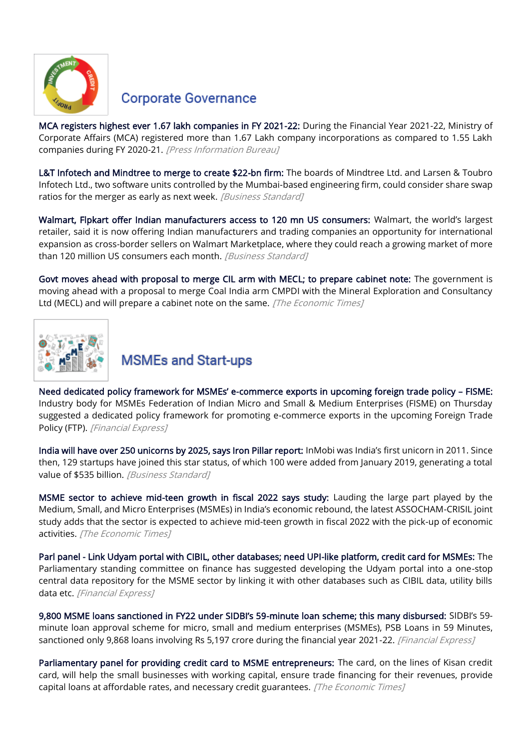## Corporate Governance

**MCA registers highest ever 1.67 lakh companies in FY 2021-22:** During the Financial Year 2021-22, Ministry of Corporate Affairs (MCA) registered more than 1.67 Lakh company incorporations as compared to 1.55 Lakh companies during FY 2020-21. *[Press Information Bureau]*

**L&T Infotech and Mindtree to merge to create $22-bn firm:** The boards of Mindtree Ltd. and Larsen & Toubro Infotech Ltd., two software units controlled by the Mumbai-based engineering firm, could consider share swap ratios for the merger as early as next week. *[Business Standard]*

**Walmart, Flpkart offer Indian manufacturers access to 120 mn US consumers:** Walmart, the world's largest retailer, said it is now offering Indian manufacturers and trading companies an opportunity for international expansion as cross-border sellers on Walmart Marketplace, where they could reach a growing market of more than 120 million US consumers each month. *[Business Standard]*

**Govt moves ahead with proposal to merge CIL arm with MECL; to prepare cabinet note:** The government is moving ahead with a proposal to merge Coal India arm CMPDI with the Mineral Exploration and Consultancy Ltd (MECL) and will prepare a cabinet note on the same. *[The Economic Times]*

## MSMEs and Start-ups

**Need dedicated policy framework for MSMEs' e-commerce exports in upcoming foreign trade policy – FISME:** Industry body for MSMEs Federation of Indian Micro and Small & Medium Enterprises (FISME) on Thursday suggested a dedicated policy framework for promoting e-commerce exports in the upcoming Foreign Trade Policy (FTP). *[Financial Express]*

**India will have over 250 unicorns by 2025, says Iron Pillar report:** InMobi was India's first unicorn in 2011. Since then, 129 startups have joined this star status, of which 100 were added from January 2019, generating a total value of $535 billion. *[Business Standard]*

**MSME sector to achieve mid-teen growth in fiscal 2022 says study:** Lauding the large part played by the Medium, Small, and Micro Enterprises (MSMEs) in India's economic rebound, the latest ASSOCHAM-CRISIL joint study adds that the sector is expected to achieve mid-teen growth in fiscal 2022 with the pick-up of economic activities. *[The Economic Times]*

**Parl panel - Link Udyam portal with CIBIL, other databases; need UPI-like platform, credit card for MSMEs:** The Parliamentary standing committee on finance has suggested developing the Udyam portal into a one-stop central data repository for the MSME sector by linking it with other databases such as CIBIL data, utility bills data etc. *[Financial Express]*

**9,800 MSME loans sanctioned in FY22 under SIDBI's 59-minute loan scheme; this many disbursed:** SIDBI's 59-minute loan approval scheme for micro, small and medium enterprises (MSMEs), PSB Loans in 59 Minutes, sanctioned only 9,868 loans involving Rs 5,197 crore during the financial year 2021-22. *[Financial Express]*

**Parliamentary panel for providing credit card to MSME entrepreneurs:** The card, on the lines of Kisan credit card, will help the small businesses with working capital, ensure trade financing for their revenues, provide capital loans at affordable rates, and necessary credit guarantees. *[The Economic Times]*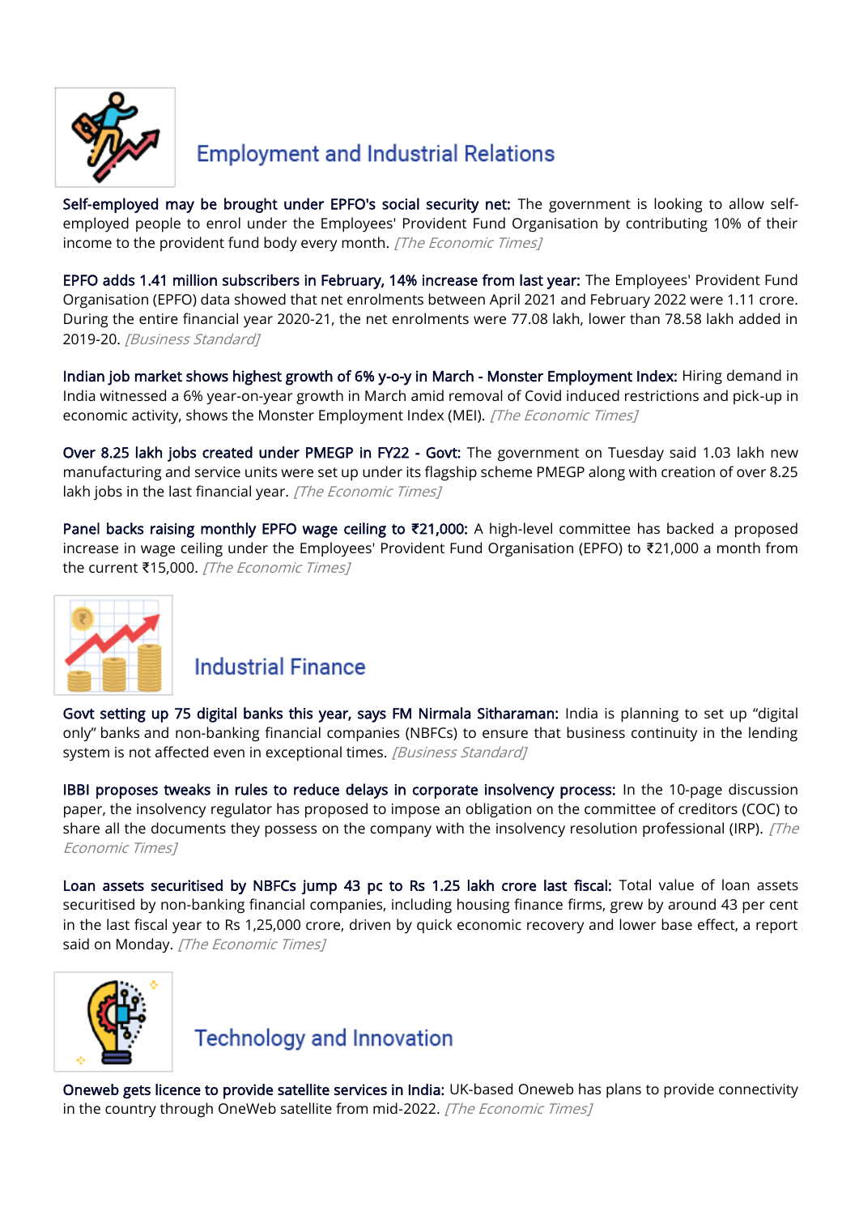## Employment and Industrial Relations

**Self-employed may be brought under EPFO's social security net:** The government is looking to allow self-employed people to enrol under the Employees' Provident Fund Organisation by contributing 10% of their income to the provident fund body every month. *[The Economic Times]*

**EPFO adds 1.41 million subscribers in February, 14% increase from last year:** The Employees' Provident Fund Organisation (EPFO) data showed that net enrolments between April 2021 and February 2022 were 1.11 crore. During the entire financial year 2020-21, the net enrolments were 77.08 lakh, lower than 78.58 lakh added in 2019-20. *[Business Standard]*

**Indian job market shows highest growth of 6% y-o-y in March - Monster Employment Index:** Hiring demand in India witnessed a 6% year-on-year growth in March amid removal of Covid induced restrictions and pick-up in economic activity, shows the Monster Employment Index (MEI). *[The Economic Times]*

**Over 8.25 lakh jobs created under PMEGP in FY22 - Govt:** The government on Tuesday said 1.03 lakh new manufacturing and service units were set up under its flagship scheme PMEGP along with creation of over 8.25 lakh jobs in the last financial year. *[The Economic Times]*

**Panel backs raising monthly EPFO wage ceiling to ₹21,000:** A high-level committee has backed a proposed increase in wage ceiling under the Employees' Provident Fund Organisation (EPFO) to ₹21,000 a month from the current ₹15,000. *[The Economic Times]*

## Industrial Finance

**Govt setting up 75 digital banks this year, says FM Nirmala Sitharaman:** India is planning to set up "digital only" banks and non-banking financial companies (NBFCs) to ensure that business continuity in the lending system is not affected even in exceptional times. *[Business Standard]*

**IBBI proposes tweaks in rules to reduce delays in corporate insolvency process:** In the 10-page discussion paper, the insolvency regulator has proposed to impose an obligation on the committee of creditors (COC) to share all the documents they possess on the company with the insolvency resolution professional (IRP). *[The Economic Times]*

**Loan assets securitised by NBFCs jump 43 pc to Rs 1.25 lakh crore last fiscal:** Total value of loan assets securitised by non-banking financial companies, including housing finance firms, grew by around 43 per cent in the last fiscal year to Rs 1,25,000 crore, driven by quick economic recovery and lower base effect, a report said on Monday. *[The Economic Times]*

## Technology and Innovation

**Oneweb gets licence to provide satellite services in India:** UK-based Oneweb has plans to provide connectivity in the country through OneWeb satellite from mid-2022. *[The Economic Times]*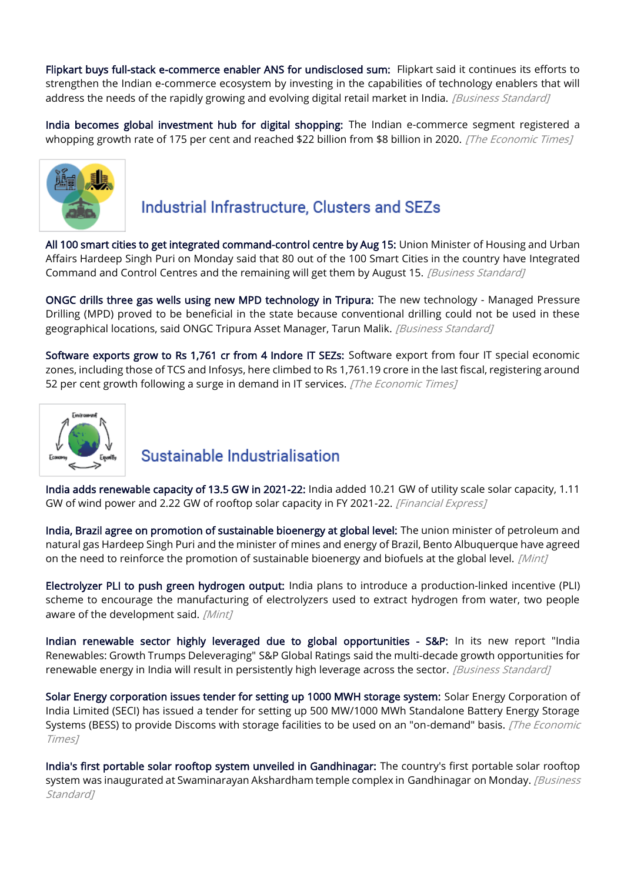**Flipkart buys full-stack e-commerce enabler ANS for undisclosed sum:** Flipkart said it continues its efforts to strengthen the Indian e-commerce ecosystem by investing in the capabilities of technology enablers that will address the needs of the rapidly growing and evolving digital retail market in India. *[Business Standard]*

**India becomes global investment hub for digital shopping:** The Indian e-commerce segment registered a whopping growth rate of 175 per cent and reached $22 billion from $8 billion in 2020. *[The Economic Times]*

## Industrial Infrastructure, Clusters and SEZs

**All 100 smart cities to get integrated command-control centre by Aug 15:** Union Minister of Housing and Urban Affairs Hardeep Singh Puri on Monday said that 80 out of the 100 Smart Cities in the country have Integrated Command and Control Centres and the remaining will get them by August 15. *[Business Standard]*

**ONGC drills three gas wells using new MPD technology in Tripura:** The new technology - Managed Pressure Drilling (MPD) proved to be beneficial in the state because conventional drilling could not be used in these geographical locations, said ONGC Tripura Asset Manager, Tarun Malik. *[Business Standard]*

**Software exports grow to Rs 1,761 cr from 4 Indore IT SEZs:** Software export from four IT special economic zones, including those of TCS and Infosys, here climbed to Rs 1,761.19 crore in the last fiscal, registering around 52 per cent growth following a surge in demand in IT services. *[The Economic Times]*

## Sustainable Industrialisation

**India adds renewable capacity of 13.5 GW in 2021-22:** India added 10.21 GW of utility scale solar capacity, 1.11 GW of wind power and 2.22 GW of rooftop solar capacity in FY 2021-22. *[Financial Express]*

**India, Brazil agree on promotion of sustainable bioenergy at global level:** The union minister of petroleum and natural gas Hardeep Singh Puri and the minister of mines and energy of Brazil, Bento Albuquerque have agreed on the need to reinforce the promotion of sustainable bioenergy and biofuels at the global level. *[Mint]*

**Electrolyzer PLI to push green hydrogen output:** India plans to introduce a production-linked incentive (PLI) scheme to encourage the manufacturing of electrolyzers used to extract hydrogen from water, two people aware of the development said. *[Mint]*

**Indian renewable sector highly leveraged due to global opportunities - S&P:** In its new report "India Renewables: Growth Trumps Deleveraging" S&P Global Ratings said the multi-decade growth opportunities for renewable energy in India will result in persistently high leverage across the sector. *[Business Standard]*

**Solar Energy corporation issues tender for setting up 1000 MWH storage system:** Solar Energy Corporation of India Limited (SECI) has issued a tender for setting up 500 MW/1000 MWh Standalone Battery Energy Storage Systems (BESS) to provide Discoms with storage facilities to be used on an "on-demand" basis. *[The Economic Times]*

**India's first portable solar rooftop system unveiled in Gandhinagar:** The country's first portable solar rooftop system was inaugurated at Swaminarayan Akshardham temple complex in Gandhinagar on Monday. *[Business Standard]*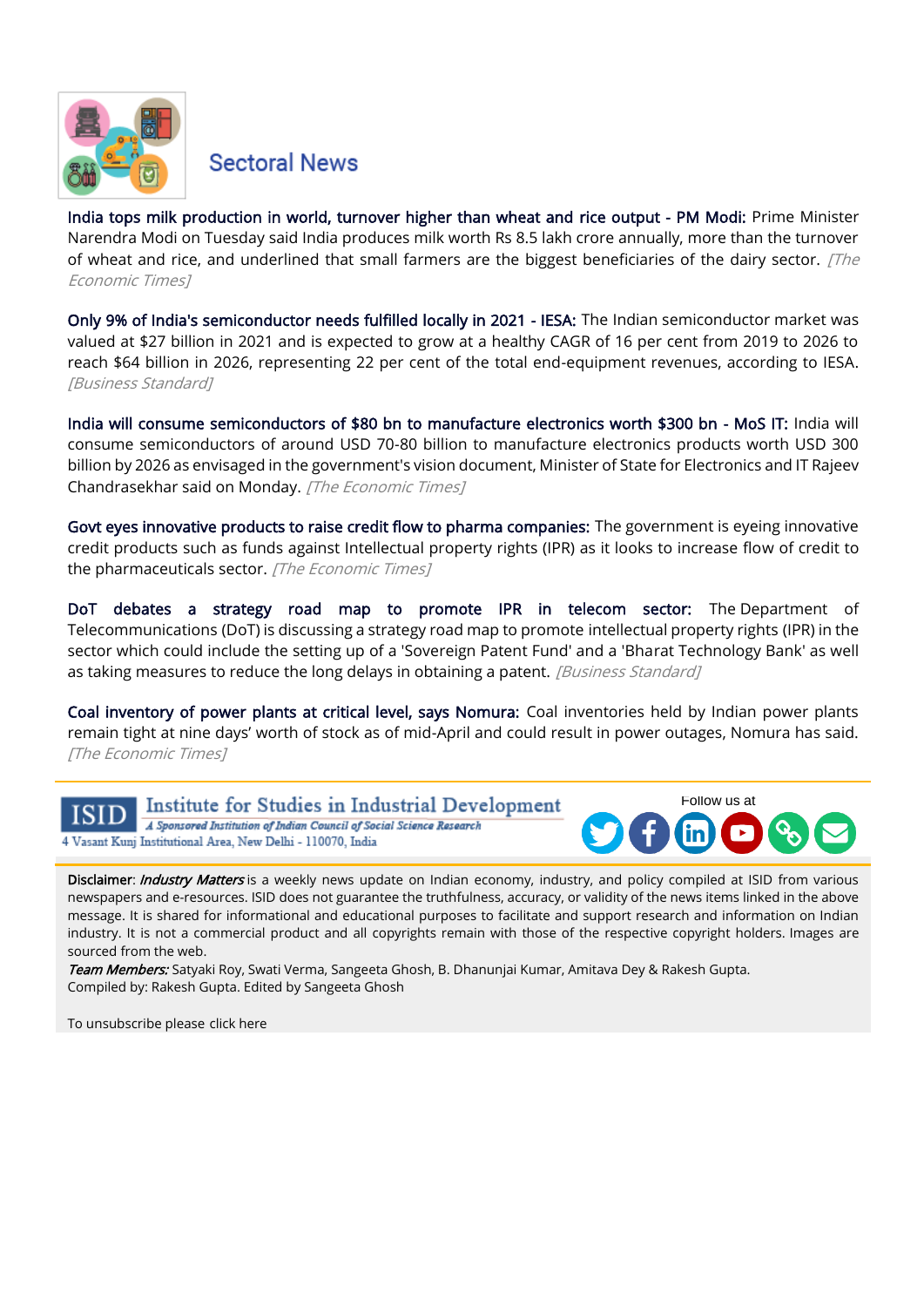## Sectoral News

**India tops milk production in world, turnover higher than wheat and rice output - PM Modi:** Prime Minister Narendra Modi on Tuesday said India produces milk worth Rs 8.5 lakh crore annually, more than the turnover of wheat and rice, and underlined that small farmers are the biggest beneficiaries of the dairy sector. *[The Economic Times]*

**Only 9% of India's semiconductor needs fulfilled locally in 2021 - IESA:** The Indian semiconductor market was valued at $27 billion in 2021 and is expected to grow at a healthy CAGR of 16 per cent from 2019 to 2026 to reach $64 billion in 2026, representing 22 per cent of the total end-equipment revenues, according to IESA. *[Business Standard]*

**India will consume semiconductors of $80 bn to manufacture electronics worth $300 bn - MoS IT:** India will consume semiconductors of around USD 70-80 billion to manufacture electronics products worth USD 300 billion by 2026 as envisaged in the government's vision document, Minister of State for Electronics and IT Rajeev Chandrasekhar said on Monday. *[The Economic Times]*

**Govt eyes innovative products to raise credit flow to pharma companies:** The government is eyeing innovative credit products such as funds against Intellectual property rights (IPR) as it looks to increase flow of credit to the pharmaceuticals sector. *[The Economic Times]*

**DoT debates a strategy road map to promote IPR in telecom sector:** The Department of Telecommunications (DoT) is discussing a strategy road map to promote intellectual property rights (IPR) in the sector which could include the setting up of a 'Sovereign Patent Fund' and a 'Bharat Technology Bank' as well as taking measures to reduce the long delays in obtaining a patent. *[Business Standard]*

**Coal inventory of power plants at critical level, says Nomura:** Coal inventories held by Indian power plants remain tight at nine days' worth of stock as of mid-April and could result in power outages, Nomura has said. *[The Economic Times]*

---

**ISID Institute for Studies in Industrial Development**
*A Sponsored Institution of Indian Council of Social Science Research*
4 Vasant Kunj Institutional Area, New Delhi - 110070, India

Follow us at

Disclaimer: *Industry Matters* is a weekly news update on Indian economy, industry, and policy compiled at ISID from various newspapers and e-resources. ISID does not guarantee the truthfulness, accuracy, or validity of the news items linked in the above message. It is shared for informational and educational purposes to facilitate and support research and information on Indian industry. It is not a commercial product and all copyrights remain with those of the respective copyright holders. Images are sourced from the web.

*Team Members:* Satyaki Roy, Swati Verma, Sangeeta Ghosh, B. Dhanunjai Kumar, Amitava Dey & Rakesh Gupta.
Compiled by: Rakesh Gupta. Edited by Sangeeta Ghosh

To unsubscribe please click here